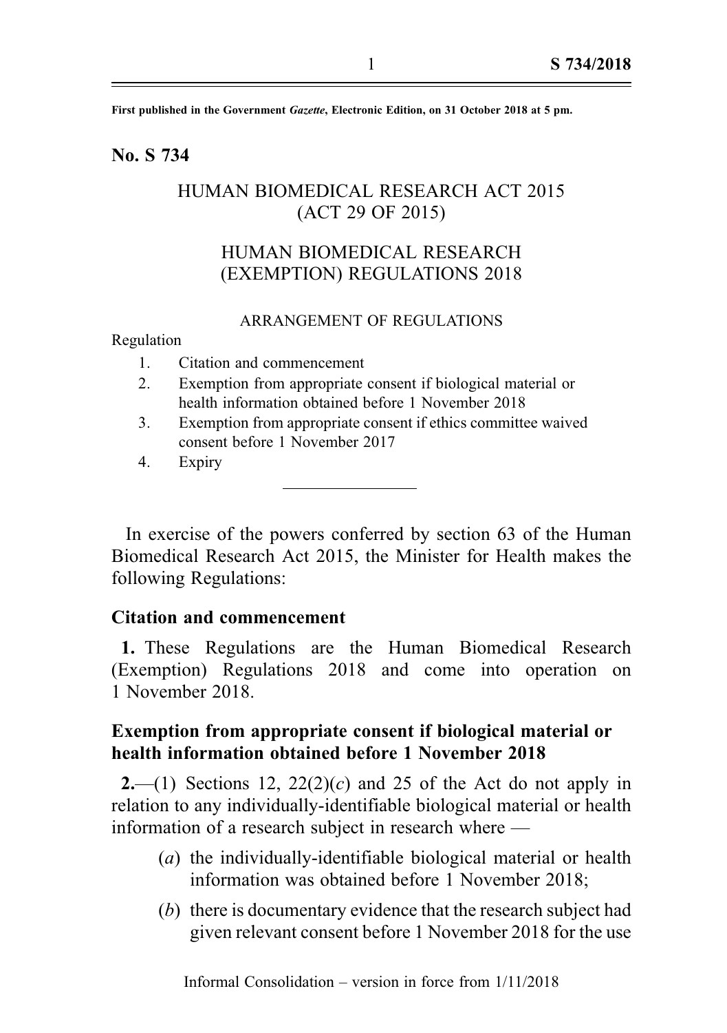**First published in the Government *Gazette*, Electronic Edition, on 31 October 2018 at 5 pm.**

## No. S 734

### HUMAN BIOMEDICAL RESEARCH ACT 2015 (ACT 29 OF 2015)

### HUMAN BIOMEDICAL RESEARCH (EXEMPTION) REGULATIONS 2018

ARRANGEMENT OF REGULATIONS

Regulation

1. Citation and commencement
2. Exemption from appropriate consent if biological material or health information obtained before 1 November 2018
3. Exemption from appropriate consent if ethics committee waived consent before 1 November 2017
4. Expiry

---

In exercise of the powers conferred by section 63 of the Human Biomedical Research Act 2015, the Minister for Health makes the following Regulations:

### Citation and commencement

**1.** These Regulations are the Human Biomedical Research (Exemption) Regulations 2018 and come into operation on 1 November 2018.

### Exemption from appropriate consent if biological material or health information obtained before 1 November 2018

**2.**—(1) Sections 12, 22(2)(*c*) and 25 of the Act do not apply in relation to any individually-identifiable biological material or health information of a research subject in research where —

(*a*) the individually-identifiable biological material or health information was obtained before 1 November 2018;

(*b*) there is documentary evidence that the research subject had given relevant consent before 1 November 2018 for the use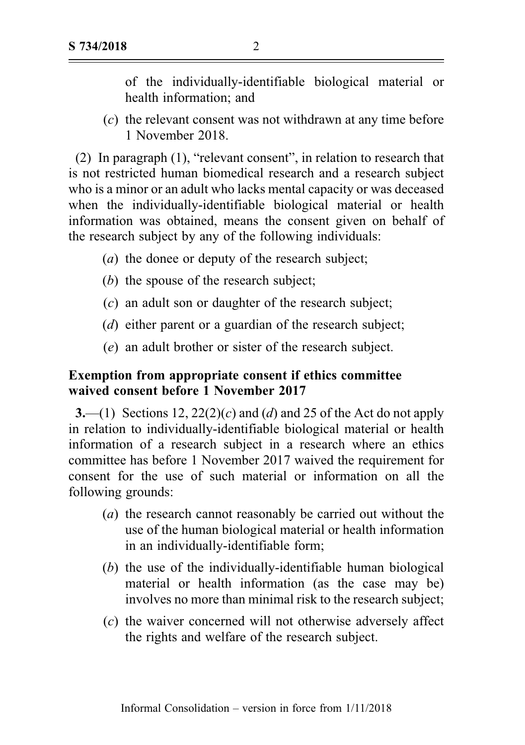of the individually-identifiable biological material or health information; and

(*c*) the relevant consent was not withdrawn at any time before 1 November 2018.

(2) In paragraph (1), "relevant consent", in relation to research that is not restricted human biomedical research and a research subject who is a minor or an adult who lacks mental capacity or was deceased when the individually-identifiable biological material or health information was obtained, means the consent given on behalf of the research subject by any of the following individuals:

(*a*) the donee or deputy of the research subject;

(*b*) the spouse of the research subject;

(*c*) an adult son or daughter of the research subject;

(*d*) either parent or a guardian of the research subject;

(*e*) an adult brother or sister of the research subject.

**Exemption from appropriate consent if ethics committee waived consent before 1 November 2017**

**3.**—(1) Sections 12, 22(2)(*c*) and (*d*) and 25 of the Act do not apply in relation to individually-identifiable biological material or health information of a research subject in a research where an ethics committee has before 1 November 2017 waived the requirement for consent for the use of such material or information on all the following grounds:

(*a*) the research cannot reasonably be carried out without the use of the human biological material or health information in an individually-identifiable form;

(*b*) the use of the individually-identifiable human biological material or health information (as the case may be) involves no more than minimal risk to the research subject;

(*c*) the waiver concerned will not otherwise adversely affect the rights and welfare of the research subject.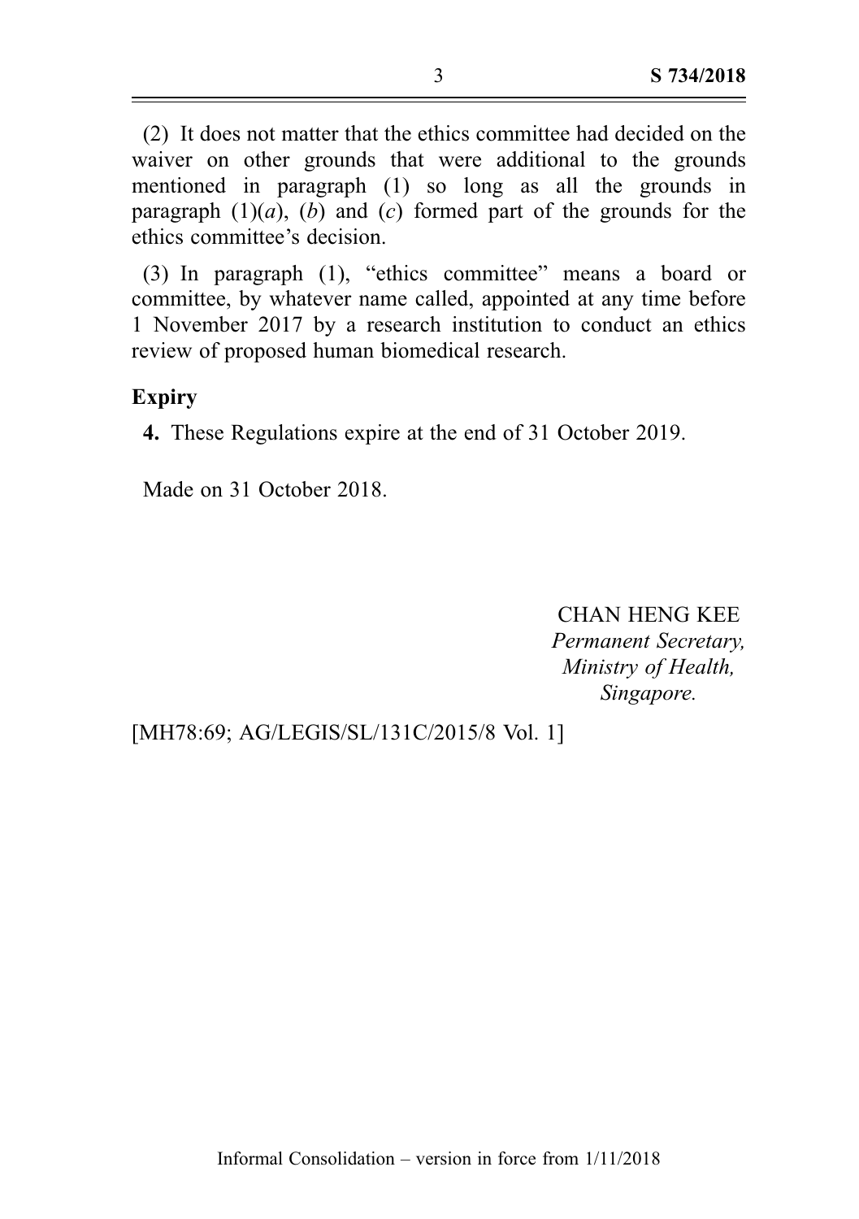(2) It does not matter that the ethics committee had decided on the waiver on other grounds that were additional to the grounds mentioned in paragraph (1) so long as all the grounds in paragraph (1)(*a*), (*b*) and (*c*) formed part of the grounds for the ethics committee's decision.

(3) In paragraph (1), "ethics committee" means a board or committee, by whatever name called, appointed at any time before 1 November 2017 by a research institution to conduct an ethics review of proposed human biomedical research.

**Expiry**

**4.** These Regulations expire at the end of 31 October 2019.

Made on 31 October 2018.

CHAN HENG KEE
*Permanent Secretary,*
*Ministry of Health,*
*Singapore.*

[MH78:69; AG/LEGIS/SL/131C/2015/8 Vol. 1]